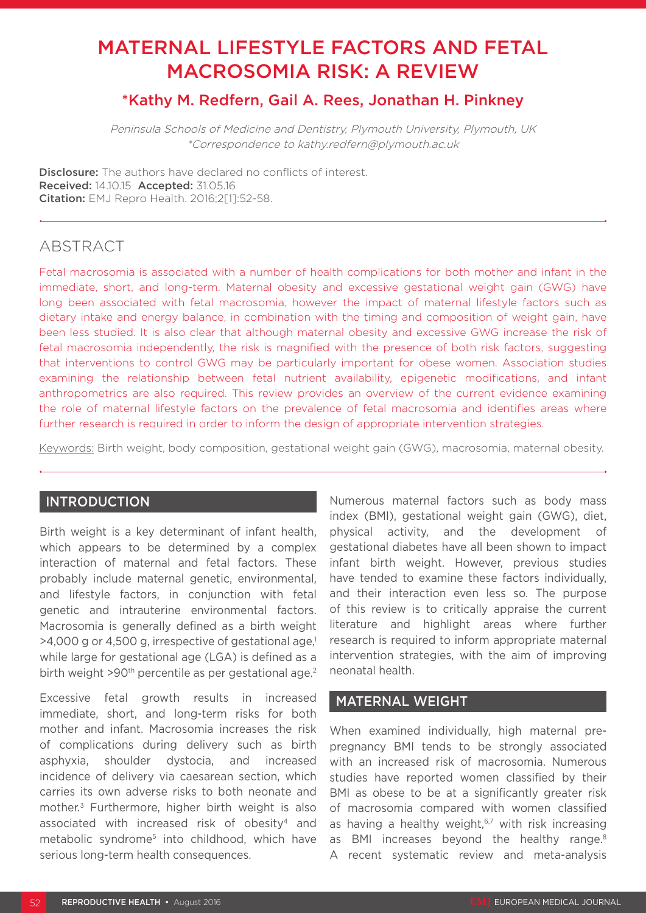# MATERNAL LIFESTYLE FACTORS AND FETAL MACROSOMIA RISK: A REVIEW

### *Kathy M. Redfern, Gail A. Rees, Jonathan H. Pinkney

*Peninsula Schools of Medicine and Dentistry, Plymouth University, Plymouth, UK*
*\*Correspondence to kathy.redfern@plymouth.ac.uk*

**Disclosure:** The authors have declared no conflicts of interest.
**Received:** 14.10.15 **Accepted:** 31.05.16
**Citation:** EMJ Repro Health. 2016;2[1]:52-58.

## ABSTRACT

Fetal macrosomia is associated with a number of health complications for both mother and infant in the immediate, short, and long-term. Maternal obesity and excessive gestational weight gain (GWG) have long been associated with fetal macrosomia, however the impact of maternal lifestyle factors such as dietary intake and energy balance, in combination with the timing and composition of weight gain, have been less studied. It is also clear that although maternal obesity and excessive GWG increase the risk of fetal macrosomia independently, the risk is magnified with the presence of both risk factors, suggesting that interventions to control GWG may be particularly important for obese women. Association studies examining the relationship between fetal nutrient availability, epigenetic modifications, and infant anthropometrics are also required. This review provides an overview of the current evidence examining the role of maternal lifestyle factors on the prevalence of fetal macrosomia and identifies areas where further research is required in order to inform the design of appropriate intervention strategies.

Keywords: Birth weight, body composition, gestational weight gain (GWG), macrosomia, maternal obesity.

## INTRODUCTION

Birth weight is a key determinant of infant health, which appears to be determined by a complex interaction of maternal and fetal factors. These probably include maternal genetic, environmental, and lifestyle factors, in conjunction with fetal genetic and intrauterine environmental factors. Macrosomia is generally defined as a birth weight >4,000 g or 4,500 g, irrespective of gestational age,[1] while large for gestational age (LGA) is defined as a birth weight >90th percentile as per gestational age.[2]

Excessive fetal growth results in increased immediate, short, and long-term risks for both mother and infant. Macrosomia increases the risk of complications during delivery such as birth asphyxia, shoulder dystocia, and increased incidence of delivery via caesarean section, which carries its own adverse risks to both neonate and mother.[3] Furthermore, higher birth weight is also associated with increased risk of obesity[4] and metabolic syndrome[5] into childhood, which have serious long-term health consequences.

Numerous maternal factors such as body mass index (BMI), gestational weight gain (GWG), diet, physical activity, and the development of gestational diabetes have all been shown to impact infant birth weight. However, previous studies have tended to examine these factors individually, and their interaction even less so. The purpose of this review is to critically appraise the current literature and highlight areas where further research is required to inform appropriate maternal intervention strategies, with the aim of improving neonatal health.

## MATERNAL WEIGHT

When examined individually, high maternal pre-pregnancy BMI tends to be strongly associated with an increased risk of macrosomia. Numerous studies have reported women classified by their BMI as obese to be at a significantly greater risk of macrosomia compared with women classified as having a healthy weight,[6,7] with risk increasing as BMI increases beyond the healthy range.[8] A recent systematic review and meta-analysis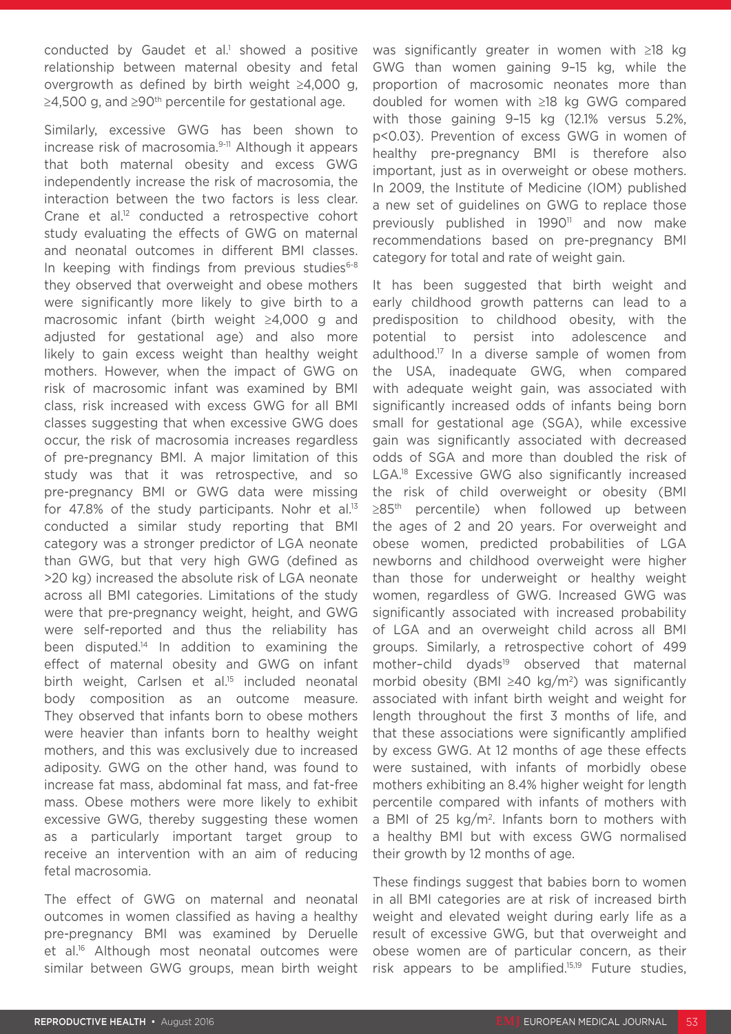conducted by Gaudet et al.[1] showed a positive relationship between maternal obesity and fetal overgrowth as defined by birth weight ≥4,000 g, ≥4,500 g, and ≥90th percentile for gestational age.

Similarly, excessive GWG has been shown to increase risk of macrosomia.[9-11] Although it appears that both maternal obesity and excess GWG independently increase the risk of macrosomia, the interaction between the two factors is less clear. Crane et al.[12] conducted a retrospective cohort study evaluating the effects of GWG on maternal and neonatal outcomes in different BMI classes. In keeping with findings from previous studies[6-8] they observed that overweight and obese mothers were significantly more likely to give birth to a macrosomic infant (birth weight ≥4,000 g and adjusted for gestational age) and also more likely to gain excess weight than healthy weight mothers. However, when the impact of GWG on risk of macrosomic infant was examined by BMI class, risk increased with excess GWG for all BMI classes suggesting that when excessive GWG does occur, the risk of macrosomia increases regardless of pre-pregnancy BMI. A major limitation of this study was that it was retrospective, and so pre-pregnancy BMI or GWG data were missing for 47.8% of the study participants. Nohr et al.[13] conducted a similar study reporting that BMI category was a stronger predictor of LGA neonate than GWG, but that very high GWG (defined as >20 kg) increased the absolute risk of LGA neonate across all BMI categories. Limitations of the study were that pre-pregnancy weight, height, and GWG were self-reported and thus the reliability has been disputed.[14] In addition to examining the effect of maternal obesity and GWG on infant birth weight, Carlsen et al.[15] included neonatal body composition as an outcome measure. They observed that infants born to obese mothers were heavier than infants born to healthy weight mothers, and this was exclusively due to increased adiposity. GWG on the other hand, was found to increase fat mass, abdominal fat mass, and fat-free mass. Obese mothers were more likely to exhibit excessive GWG, thereby suggesting these women as a particularly important target group to receive an intervention with an aim of reducing fetal macrosomia.

The effect of GWG on maternal and neonatal outcomes in women classified as having a healthy pre-pregnancy BMI was examined by Deruelle et al.[16] Although most neonatal outcomes were similar between GWG groups, mean birth weight was significantly greater in women with ≥18 kg GWG than women gaining 9–15 kg, while the proportion of macrosomic neonates more than doubled for women with ≥18 kg GWG compared with those gaining 9–15 kg (12.1% versus 5.2%, $p<0.03$). Prevention of excess GWG in women of healthy pre-pregnancy BMI is therefore also important, just as in overweight or obese mothers. In 2009, the Institute of Medicine (IOM) published a new set of guidelines on GWG to replace those previously published in 1990[11] and now make recommendations based on pre-pregnancy BMI category for total and rate of weight gain.

It has been suggested that birth weight and early childhood growth patterns can lead to a predisposition to childhood obesity, with the potential to persist into adolescence and adulthood.[17] In a diverse sample of women from the USA, inadequate GWG, when compared with adequate weight gain, was associated with significantly increased odds of infants being born small for gestational age (SGA), while excessive gain was significantly associated with decreased odds of SGA and more than doubled the risk of LGA.[18] Excessive GWG also significantly increased the risk of child overweight or obesity (BMI ≥85th percentile) when followed up between the ages of 2 and 20 years. For overweight and obese women, predicted probabilities of LGA newborns and childhood overweight were higher than those for underweight or healthy weight women, regardless of GWG. Increased GWG was significantly associated with increased probability of LGA and an overweight child across all BMI groups. Similarly, a retrospective cohort of 499 mother–child dyads[19] observed that maternal morbid obesity (BMI ≥40 kg/m$^2$) was significantly associated with infant birth weight and weight for length throughout the first 3 months of life, and that these associations were significantly amplified by excess GWG. At 12 months of age these effects were sustained, with infants of morbidly obese mothers exhibiting an 8.4% higher weight for length percentile compared with infants of mothers with a BMI of 25 kg/m$^2$. Infants born to mothers with a healthy BMI but with excess GWG normalised their growth by 12 months of age.

These findings suggest that babies born to women in all BMI categories are at risk of increased birth weight and elevated weight during early life as a result of excessive GWG, but that overweight and obese women are of particular concern, as their risk appears to be amplified.[15,19] Future studies,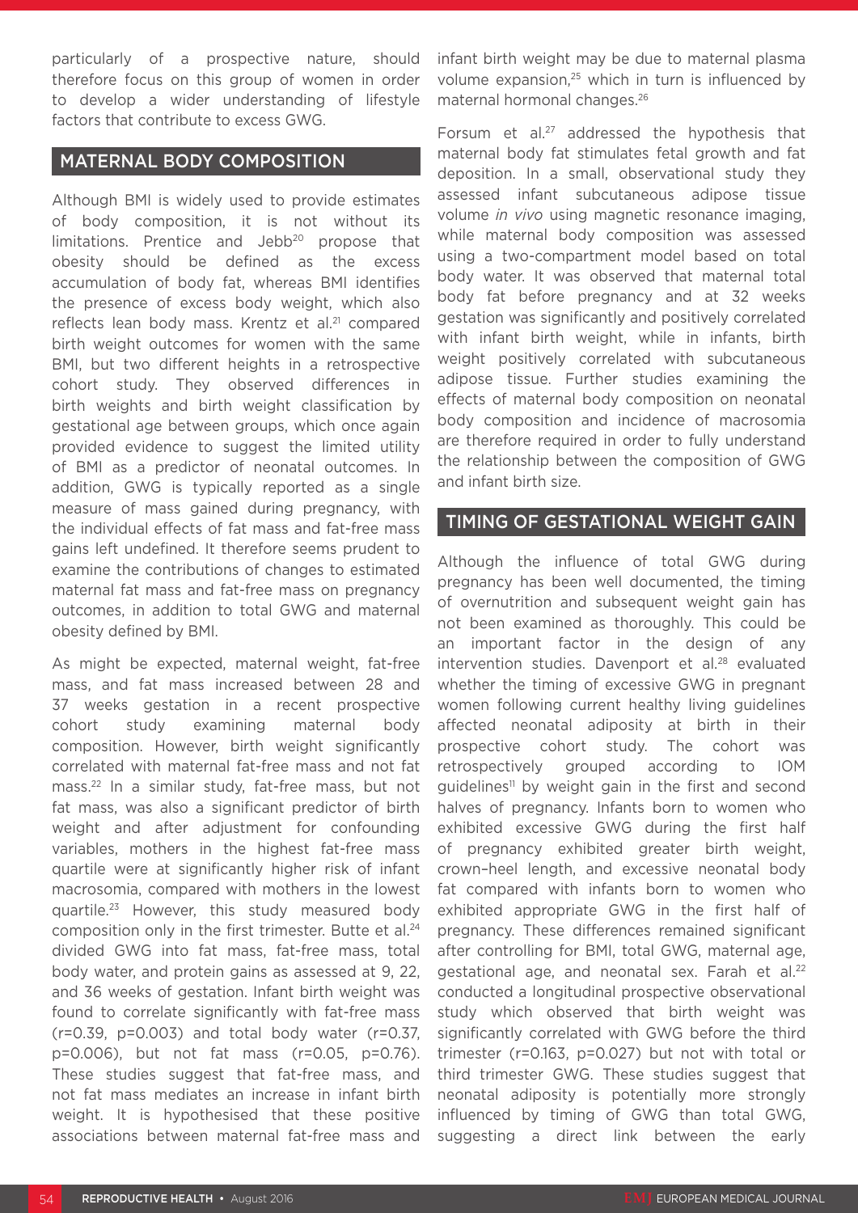particularly of a prospective nature, should therefore focus on this group of women in order to develop a wider understanding of lifestyle factors that contribute to excess GWG.

## MATERNAL BODY COMPOSITION

Although BMI is widely used to provide estimates of body composition, it is not without its limitations. Prentice and Jebb[20] propose that obesity should be defined as the excess accumulation of body fat, whereas BMI identifies the presence of excess body weight, which also reflects lean body mass. Krentz et al.[21] compared birth weight outcomes for women with the same BMI, but two different heights in a retrospective cohort study. They observed differences in birth weights and birth weight classification by gestational age between groups, which once again provided evidence to suggest the limited utility of BMI as a predictor of neonatal outcomes. In addition, GWG is typically reported as a single measure of mass gained during pregnancy, with the individual effects of fat mass and fat-free mass gains left undefined. It therefore seems prudent to examine the contributions of changes to estimated maternal fat mass and fat-free mass on pregnancy outcomes, in addition to total GWG and maternal obesity defined by BMI.

As might be expected, maternal weight, fat-free mass, and fat mass increased between 28 and 37 weeks gestation in a recent prospective cohort study examining maternal body composition. However, birth weight significantly correlated with maternal fat-free mass and not fat mass.[22] In a similar study, fat-free mass, but not fat mass, was also a significant predictor of birth weight and after adjustment for confounding variables, mothers in the highest fat-free mass quartile were at significantly higher risk of infant macrosomia, compared with mothers in the lowest quartile.[23] However, this study measured body composition only in the first trimester. Butte et al.[24] divided GWG into fat mass, fat-free mass, total body water, and protein gains as assessed at 9, 22, and 36 weeks of gestation. Infant birth weight was found to correlate significantly with fat-free mass ($r=0.39$, $p=0.003$) and total body water ($r=0.37$, $p=0.006$), but not fat mass ($r=0.05$, $p=0.76$). These studies suggest that fat-free mass, and not fat mass mediates an increase in infant birth weight. It is hypothesised that these positive associations between maternal fat-free mass and infant birth weight may be due to maternal plasma volume expansion,[25] which in turn is influenced by maternal hormonal changes.[26]

Forsum et al.[27] addressed the hypothesis that maternal body fat stimulates fetal growth and fat deposition. In a small, observational study they assessed infant subcutaneous adipose tissue volume *in vivo* using magnetic resonance imaging, while maternal body composition was assessed using a two-compartment model based on total body water. It was observed that maternal total body fat before pregnancy and at 32 weeks gestation was significantly and positively correlated with infant birth weight, while in infants, birth weight positively correlated with subcutaneous adipose tissue. Further studies examining the effects of maternal body composition on neonatal body composition and incidence of macrosomia are therefore required in order to fully understand the relationship between the composition of GWG and infant birth size.

## TIMING OF GESTATIONAL WEIGHT GAIN

Although the influence of total GWG during pregnancy has been well documented, the timing of overnutrition and subsequent weight gain has not been examined as thoroughly. This could be an important factor in the design of any intervention studies. Davenport et al.[28] evaluated whether the timing of excessive GWG in pregnant women following current healthy living guidelines affected neonatal adiposity at birth in their prospective cohort study. The cohort was retrospectively grouped according to IOM guidelines[11] by weight gain in the first and second halves of pregnancy. Infants born to women who exhibited excessive GWG during the first half of pregnancy exhibited greater birth weight, crown–heel length, and excessive neonatal body fat compared with infants born to women who exhibited appropriate GWG in the first half of pregnancy. These differences remained significant after controlling for BMI, total GWG, maternal age, gestational age, and neonatal sex. Farah et al.[22] conducted a longitudinal prospective observational study which observed that birth weight was significantly correlated with GWG before the third trimester ($r=0.163$, $p=0.027$) but not with total or third trimester GWG. These studies suggest that neonatal adiposity is potentially more strongly influenced by timing of GWG than total GWG, suggesting a direct link between the early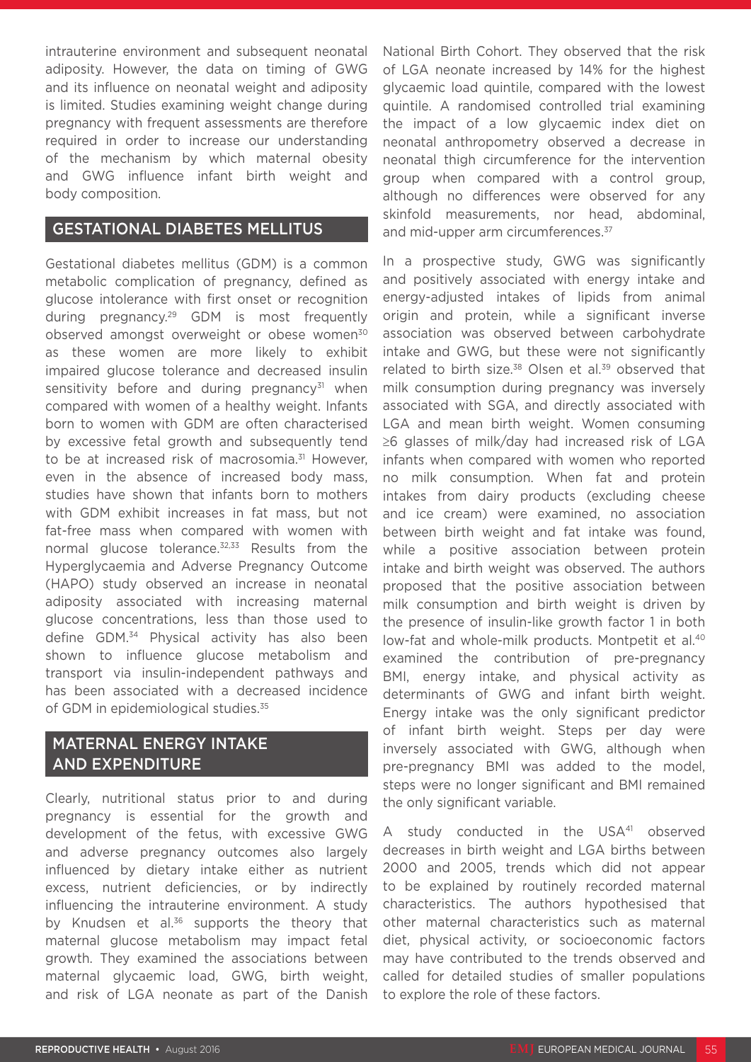intrauterine environment and subsequent neonatal adiposity. However, the data on timing of GWG and its influence on neonatal weight and adiposity is limited. Studies examining weight change during pregnancy with frequent assessments are therefore required in order to increase our understanding of the mechanism by which maternal obesity and GWG influence infant birth weight and body composition.

## GESTATIONAL DIABETES MELLITUS

Gestational diabetes mellitus (GDM) is a common metabolic complication of pregnancy, defined as glucose intolerance with first onset or recognition during pregnancy.[29] GDM is most frequently observed amongst overweight or obese women[30] as these women are more likely to exhibit impaired glucose tolerance and decreased insulin sensitivity before and during pregnancy[31] when compared with women of a healthy weight. Infants born to women with GDM are often characterised by excessive fetal growth and subsequently tend to be at increased risk of macrosomia.[31] However, even in the absence of increased body mass, studies have shown that infants born to mothers with GDM exhibit increases in fat mass, but not fat-free mass when compared with women with normal glucose tolerance.[32,33] Results from the Hyperglycaemia and Adverse Pregnancy Outcome (HAPO) study observed an increase in neonatal adiposity associated with increasing maternal glucose concentrations, less than those used to define GDM.[34] Physical activity has also been shown to influence glucose metabolism and transport via insulin-independent pathways and has been associated with a decreased incidence of GDM in epidemiological studies.[35]

## MATERNAL ENERGY INTAKE AND EXPENDITURE

Clearly, nutritional status prior to and during pregnancy is essential for the growth and development of the fetus, with excessive GWG and adverse pregnancy outcomes also largely influenced by dietary intake either as nutrient excess, nutrient deficiencies, or by indirectly influencing the intrauterine environment. A study by Knudsen et al.[36] supports the theory that maternal glucose metabolism may impact fetal growth. They examined the associations between maternal glycaemic load, GWG, birth weight, and risk of LGA neonate as part of the Danish National Birth Cohort. They observed that the risk of LGA neonate increased by 14% for the highest glycaemic load quintile, compared with the lowest quintile. A randomised controlled trial examining the impact of a low glycaemic index diet on neonatal anthropometry observed a decrease in neonatal thigh circumference for the intervention group when compared with a control group, although no differences were observed for any skinfold measurements, nor head, abdominal, and mid-upper arm circumferences.[37]

In a prospective study, GWG was significantly and positively associated with energy intake and energy-adjusted intakes of lipids from animal origin and protein, while a significant inverse association was observed between carbohydrate intake and GWG, but these were not significantly related to birth size.[38] Olsen et al.[39] observed that milk consumption during pregnancy was inversely associated with SGA, and directly associated with LGA and mean birth weight. Women consuming ≥6 glasses of milk/day had increased risk of LGA infants when compared with women who reported no milk consumption. When fat and protein intakes from dairy products (excluding cheese and ice cream) were examined, no association between birth weight and fat intake was found, while a positive association between protein intake and birth weight was observed. The authors proposed that the positive association between milk consumption and birth weight is driven by the presence of insulin-like growth factor 1 in both low-fat and whole-milk products. Montpetit et al.[40] examined the contribution of pre-pregnancy BMI, energy intake, and physical activity as determinants of GWG and infant birth weight. Energy intake was the only significant predictor of infant birth weight. Steps per day were inversely associated with GWG, although when pre-pregnancy BMI was added to the model, steps were no longer significant and BMI remained the only significant variable.

A study conducted in the USA[41] observed decreases in birth weight and LGA births between 2000 and 2005, trends which did not appear to be explained by routinely recorded maternal characteristics. The authors hypothesised that other maternal characteristics such as maternal diet, physical activity, or socioeconomic factors may have contributed to the trends observed and called for detailed studies of smaller populations to explore the role of these factors.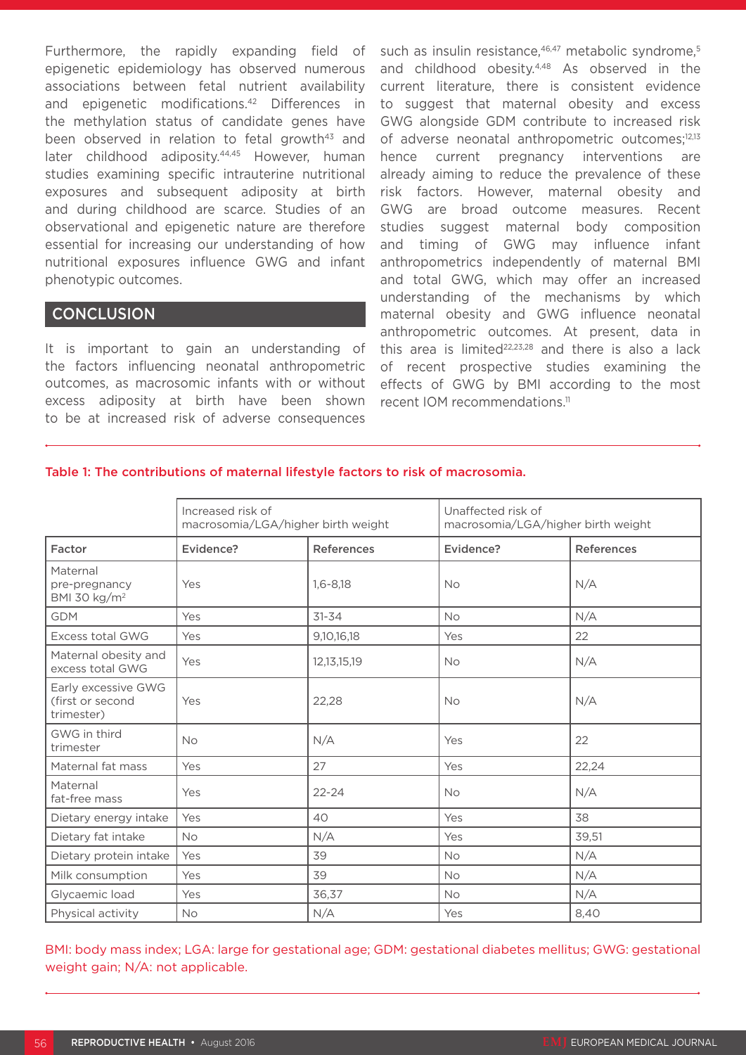Furthermore, the rapidly expanding field of epigenetic epidemiology has observed numerous associations between fetal nutrient availability and epigenetic modifications.[42] Differences in the methylation status of candidate genes have been observed in relation to fetal growth[43] and later childhood adiposity.[44,45] However, human studies examining specific intrauterine nutritional exposures and subsequent adiposity at birth and during childhood are scarce. Studies of an observational and epigenetic nature are therefore essential for increasing our understanding of how nutritional exposures influence GWG and infant phenotypic outcomes.

## CONCLUSION

It is important to gain an understanding of the factors influencing neonatal anthropometric outcomes, as macrosomic infants with or without excess adiposity at birth have been shown to be at increased risk of adverse consequences such as insulin resistance,[46,47] metabolic syndrome,[5] and childhood obesity.[4,48] As observed in the current literature, there is consistent evidence to suggest that maternal obesity and excess GWG alongside GDM contribute to increased risk of adverse neonatal anthropometric outcomes;[12,13] hence current pregnancy interventions are already aiming to reduce the prevalence of these risk factors. However, maternal obesity and GWG are broad outcome measures. Recent studies suggest maternal body composition and timing of GWG may influence infant anthropometrics independently of maternal BMI and total GWG, which may offer an increased understanding of the mechanisms by which maternal obesity and GWG influence neonatal anthropometric outcomes. At present, data in this area is limited[22,23,28] and there is also a lack of recent prospective studies examining the effects of GWG by BMI according to the most recent IOM recommendations.[11]

Table 1: The contributions of maternal lifestyle factors to risk of macrosomia.

| | Increased risk of macrosomia/LGA/higher birth weight | | Unaffected risk of macrosomia/LGA/higher birth weight | |
|---|---|---|---|---|
| Factor | Evidence? | References | Evidence? | References |
| Maternal pre-pregnancy BMI 30 kg/m$^2$ | Yes | 1,6-8,18 | No | N/A |
| GDM | Yes | 31-34 | No | N/A |
| Excess total GWG | Yes | 9,10,16,18 | Yes | 22 |
| Maternal obesity and excess total GWG | Yes | 12,13,15,19 | No | N/A |
| Early excessive GWG (first or second trimester) | Yes | 22,28 | No | N/A |
| GWG in third trimester | No | N/A | Yes | 22 |
| Maternal fat mass | Yes | 27 | Yes | 22,24 |
| Maternal fat-free mass | Yes | 22-24 | No | N/A |
| Dietary energy intake | Yes | 40 | Yes | 38 |
| Dietary fat intake | No | N/A | Yes | 39,51 |
| Dietary protein intake | Yes | 39 | No | N/A |
| Milk consumption | Yes | 39 | No | N/A |
| Glycaemic load | Yes | 36,37 | No | N/A |
| Physical activity | No | N/A | Yes | 8,40 |

BMI: body mass index; LGA: large for gestational age; GDM: gestational diabetes mellitus; GWG: gestational weight gain; N/A: not applicable.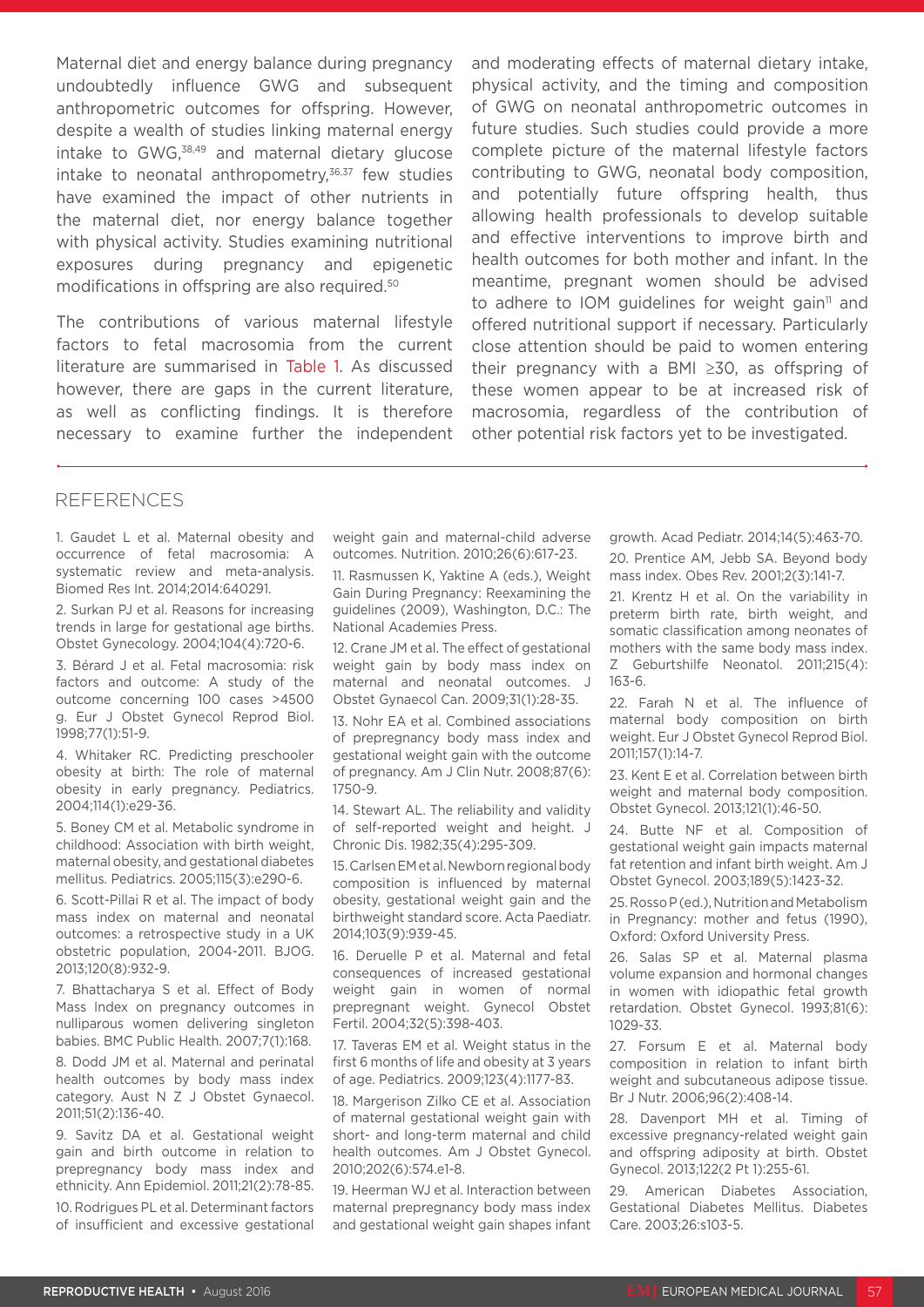Maternal diet and energy balance during pregnancy undoubtedly influence GWG and subsequent anthropometric outcomes for offspring. However, despite a wealth of studies linking maternal energy intake to GWG,[38,49] and maternal dietary glucose intake to neonatal anthropometry,[36,37] few studies have examined the impact of other nutrients in the maternal diet, nor energy balance together with physical activity. Studies examining nutritional exposures during pregnancy and epigenetic modifications in offspring are also required.[50]

The contributions of various maternal lifestyle factors to fetal macrosomia from the current literature are summarised in Table 1. As discussed however, there are gaps in the current literature, as well as conflicting findings. It is therefore necessary to examine further the independent and moderating effects of maternal dietary intake, physical activity, and the timing and composition of GWG on neonatal anthropometric outcomes in future studies. Such studies could provide a more complete picture of the maternal lifestyle factors contributing to GWG, neonatal body composition, and potentially future offspring health, thus allowing health professionals to develop suitable and effective interventions to improve birth and health outcomes for both mother and infant. In the meantime, pregnant women should be advised to adhere to IOM guidelines for weight gain[11] and offered nutritional support if necessary. Particularly close attention should be paid to women entering their pregnancy with a BMI ≥30, as offspring of these women appear to be at increased risk of macrosomia, regardless of the contribution of other potential risk factors yet to be investigated.

## REFERENCES

1. Gaudet L et al. Maternal obesity and occurrence of fetal macrosomia: A systematic review and meta-analysis. Biomed Res Int. 2014;2014:640291.

2. Surkan PJ et al. Reasons for increasing trends in large for gestational age births. Obstet Gynecology. 2004;104(4):720-6.

3. Bérard J et al. Fetal macrosomia: risk factors and outcome: A study of the outcome concerning 100 cases >4500 g. Eur J Obstet Gynecol Reprod Biol. 1998;77(1):51-9.

4. Whitaker RC. Predicting preschooler obesity at birth: The role of maternal obesity in early pregnancy. Pediatrics. 2004;114(1):e29-36.

5. Boney CM et al. Metabolic syndrome in childhood: Association with birth weight, maternal obesity, and gestational diabetes mellitus. Pediatrics. 2005;115(3):e290-6.

6. Scott-Pillai R et al. The impact of body mass index on maternal and neonatal outcomes: a retrospective study in a UK obstetric population, 2004-2011. BJOG. 2013;120(8):932-9.

7. Bhattacharya S et al. Effect of Body Mass Index on pregnancy outcomes in nulliparous women delivering singleton babies. BMC Public Health. 2007;7(1):168.

8. Dodd JM et al. Maternal and perinatal health outcomes by body mass index category. Aust N Z J Obstet Gynaecol. 2011;51(2):136-40.

9. Savitz DA et al. Gestational weight gain and birth outcome in relation to prepregnancy body mass index and ethnicity. Ann Epidemiol. 2011;21(2):78-85.

10. Rodrigues PL et al. Determinant factors of insufficient and excessive gestational weight gain and maternal-child adverse outcomes. Nutrition. 2010;26(6):617-23.

11. Rasmussen K, Yaktine A (eds.), Weight Gain During Pregnancy: Reexamining the guidelines (2009), Washington, D.C.: The National Academies Press.

12. Crane JM et al. The effect of gestational weight gain by body mass index on maternal and neonatal outcomes. J Obstet Gynaecol Can. 2009;31(1):28-35.

13. Nohr EA et al. Combined associations of prepregnancy body mass index and gestational weight gain with the outcome of pregnancy. Am J Clin Nutr. 2008;87(6):1750-9.

14. Stewart AL. The reliability and validity of self-reported weight and height. J Chronic Dis. 1982;35(4):295-309.

15. Carlsen EM et al. Newborn regional body composition is influenced by maternal obesity, gestational weight gain and the birthweight standard score. Acta Paediatr. 2014;103(9):939-45.

16. Deruelle P et al. Maternal and fetal consequences of increased gestational weight gain in women of normal prepregnant weight. Gynecol Obstet Fertil. 2004;32(5):398-403.

17. Taveras EM et al. Weight status in the first 6 months of life and obesity at 3 years of age. Pediatrics. 2009;123(4):1177-83.

18. Margerison Zilko CE et al. Association of maternal gestational weight gain with short- and long-term maternal and child health outcomes. Am J Obstet Gynecol. 2010;202(6):574.e1-8.

19. Heerman WJ et al. Interaction between maternal prepregnancy body mass index and gestational weight gain shapes infant growth. Acad Pediatr. 2014;14(5):463-70.

20. Prentice AM, Jebb SA. Beyond body mass index. Obes Rev. 2001;2(3):141-7.

21. Krentz H et al. On the variability in preterm birth rate, birth weight, and somatic classification among neonates of mothers with the same body mass index. Z Geburtshilfe Neonatol. 2011;215(4):163-6.

22. Farah N et al. The influence of maternal body composition on birth weight. Eur J Obstet Gynecol Reprod Biol. 2011;157(1):14-7.

23. Kent E et al. Correlation between birth weight and maternal body composition. Obstet Gynecol. 2013;121(1):46-50.

24. Butte NF et al. Composition of gestational weight gain impacts maternal fat retention and infant birth weight. Am J Obstet Gynecol. 2003;189(5):1423-32.

25. Rosso P (ed.), Nutrition and Metabolism in Pregnancy: mother and fetus (1990), Oxford: Oxford University Press.

26. Salas SP et al. Maternal plasma volume expansion and hormonal changes in women with idiopathic fetal growth retardation. Obstet Gynecol. 1993;81(6):1029-33.

27. Forsum E et al. Maternal body composition in relation to infant birth weight and subcutaneous adipose tissue. Br J Nutr. 2006;96(2):408-14.

28. Davenport MH et al. Timing of excessive pregnancy-related weight gain and offspring adiposity at birth. Obstet Gynecol. 2013;122(2 Pt 1):255-61.

29. American Diabetes Association, Gestational Diabetes Mellitus. Diabetes Care. 2003;26:s103-5.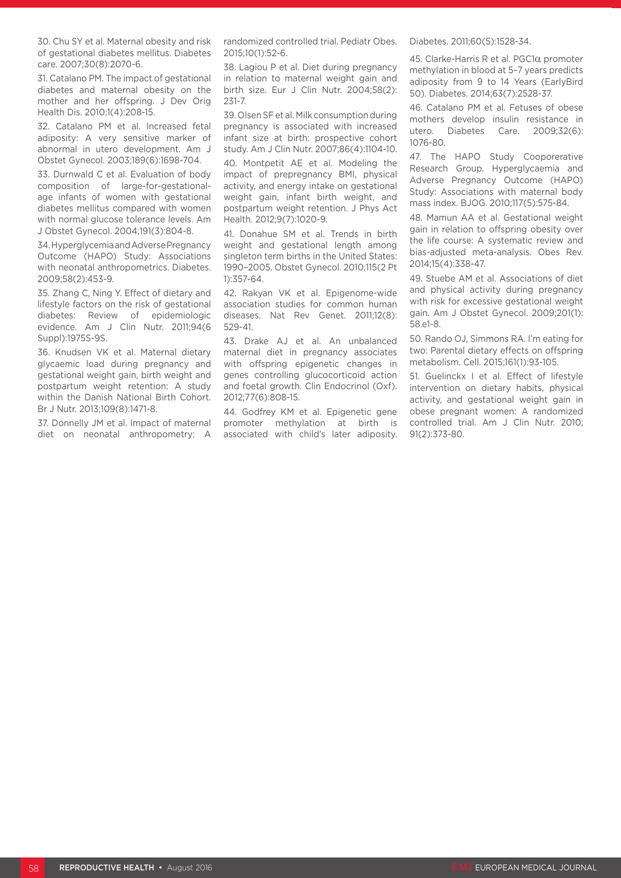30. Chu SY et al. Maternal obesity and risk of gestational diabetes mellitus. Diabetes care. 2007;30(8):2070-6.

31. Catalano PM. The impact of gestational diabetes and maternal obesity on the mother and her offspring. J Dev Orig Health Dis. 2010;1(4):208-15.

32. Catalano PM et al. Increased fetal adiposity: A very sensitive marker of abnormal in utero development. Am J Obstet Gynecol. 2003;189(6):1698-704.

33. Durnwald C et al. Evaluation of body composition of large-for-gestational-age infants of women with gestational diabetes mellitus compared with women with normal glucose tolerance levels. Am J Obstet Gynecol. 2004;191(3):804-8.

34. Hyperglycemia and Adverse Pregnancy Outcome (HAPO) Study: Associations with neonatal anthropometrics. Diabetes. 2009;58(2):453-9.

35. Zhang C, Ning Y. Effect of dietary and lifestyle factors on the risk of gestational diabetes: Review of epidemiologic evidence. Am J Clin Nutr. 2011;94(6 Suppl):1975S-9S.

36. Knudsen VK et al. Maternal dietary glycaemic load during pregnancy and gestational weight gain, birth weight and postpartum weight retention: A study within the Danish National Birth Cohort. Br J Nutr. 2013;109(8):1471-8.

37. Donnelly JM et al. Impact of maternal diet on neonatal anthropometry: A randomized controlled trial. Pediatr Obes. 2015;10(1):52-6.

38. Lagiou P et al. Diet during pregnancy in relation to maternal weight gain and birth size. Eur J Clin Nutr. 2004;58(2): 231-7.

39. Olsen SF et al. Milk consumption during pregnancy is associated with increased infant size at birth: prospective cohort study. Am J Clin Nutr. 2007;86(4):1104-10.

40. Montpetit AE et al. Modeling the impact of prepregnancy BMI, physical activity, and energy intake on gestational weight gain, infant birth weight, and postpartum weight retention. J Phys Act Health. 2012;9(7):1020-9.

41. Donahue SM et al. Trends in birth weight and gestational length among singleton term births in the United States: 1990–2005. Obstet Gynecol. 2010;115(2 Pt 1):357-64.

42. Rakyan VK et al. Epigenome-wide association studies for common human diseases. Nat Rev Genet. 2011;12(8): 529-41.

43. Drake AJ et al. An unbalanced maternal diet in pregnancy associates with offspring epigenetic changes in genes controlling glucocorticoid action and foetal growth. Clin Endocrinol (Oxf). 2012;77(6):808-15.

44. Godfrey KM et al. Epigenetic gene promoter methylation at birth is associated with child's later adiposity. Diabetes. 2011;60(5):1528-34.

45. Clarke-Harris R et al. PGC1α promoter methylation in blood at 5–7 years predicts adiposity from 9 to 14 Years (EarlyBird 50). Diabetes. 2014;63(7):2528-37.

46. Catalano PM et al. Fetuses of obese mothers develop insulin resistance in utero. Diabetes Care. 2009;32(6): 1076-80.

47. The HAPO Study Cooporerative Research Group. Hyperglycaemia and Adverse Pregnancy Outcome (HAPO) Study: Associations with maternal body mass index. BJOG. 2010;117(5):575-84.

48. Mamun AA et al. Gestational weight gain in relation to offspring obesity over the life course: A systematic review and bias-adjusted meta-analysis. Obes Rev. 2014;15(4):338-47.

49. Stuebe AM et al. Associations of diet and physical activity during pregnancy with risk for excessive gestational weight gain. Am J Obstet Gynecol. 2009;201(1): 58.e1-8.

50. Rando OJ, Simmons RA. I'm eating for two: Parental dietary effects on offspring metabolism. Cell. 2015;161(1):93-105.

51. Guelinckx I et al. Effect of lifestyle intervention on dietary habits, physical activity, and gestational weight gain in obese pregnant women: A randomized controlled trial. Am J Clin Nutr. 2010; 91(2):373-80.